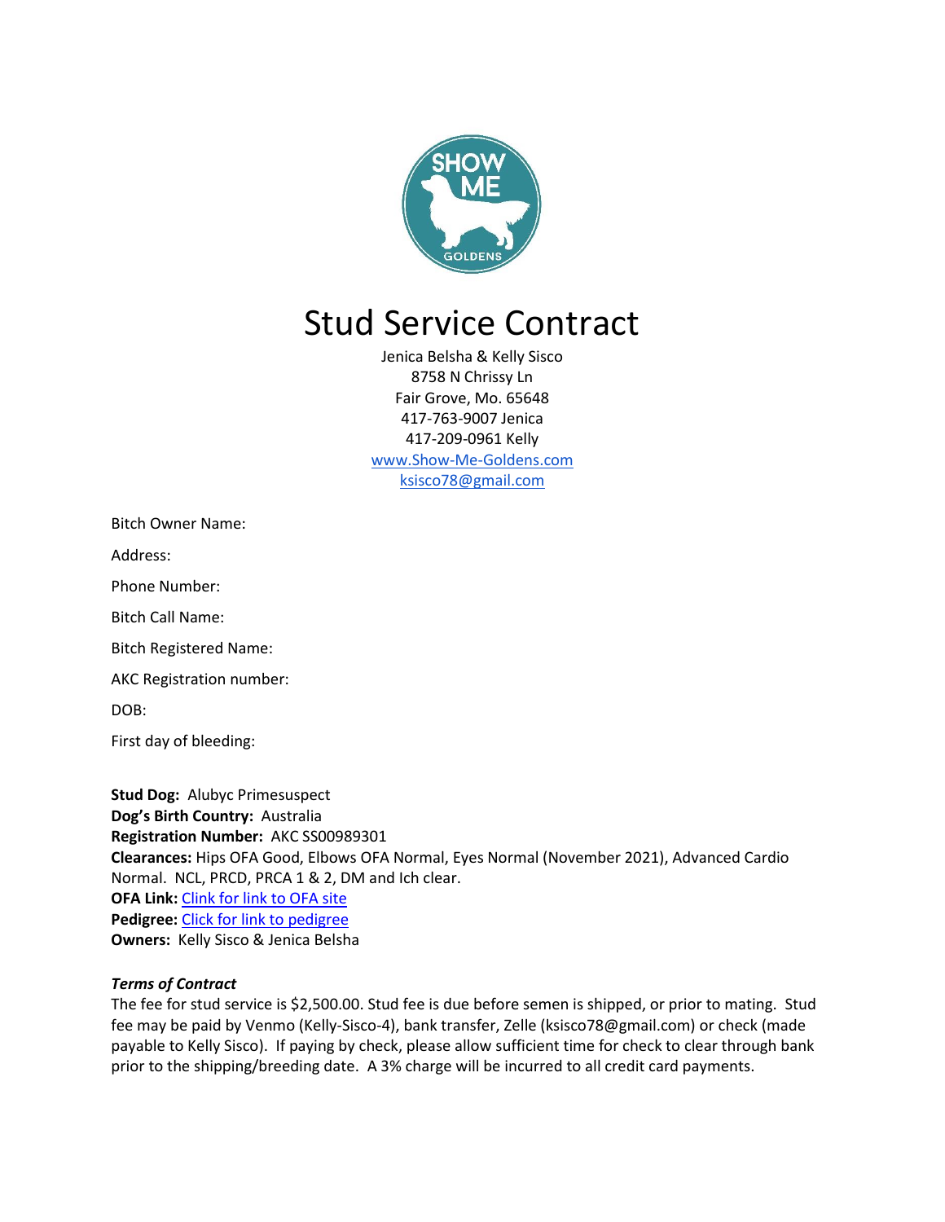# Stud Service Contract

Jenica Belsha & Kelly Sisco
8758 N Chrissy Ln
Fair Grove, Mo. 65648
417-763-9007 Jenica
417-209-0961 Kelly
www.Show-Me-Goldens.com
ksisco78@gmail.com

Bitch Owner Name:

Address:

Phone Number:

Bitch Call Name:

Bitch Registered Name:

AKC Registration number:

DOB:

First day of bleeding:

**Stud Dog:** Alubyc Primesuspect
**Dog's Birth Country:** Australia
**Registration Number:** AKC SS00989301
**Clearances:** Hips OFA Good, Elbows OFA Normal, Eyes Normal (November 2021), Advanced Cardio Normal. NCL, PRCD, PRCA 1 & 2, DM and Ich clear.
**OFA Link:** Clink for link to OFA site
**Pedigree:** Click for link to pedigree
**Owners:** Kelly Sisco & Jenica Belsha

***Terms of Contract***

The fee for stud service is $2,500.00. Stud fee is due before semen is shipped, or prior to mating. Stud fee may be paid by Venmo (Kelly-Sisco-4), bank transfer, Zelle (ksisco78@gmail.com) or check (made payable to Kelly Sisco). If paying by check, please allow sufficient time for check to clear through bank prior to the shipping/breeding date. A 3% charge will be incurred to all credit card payments.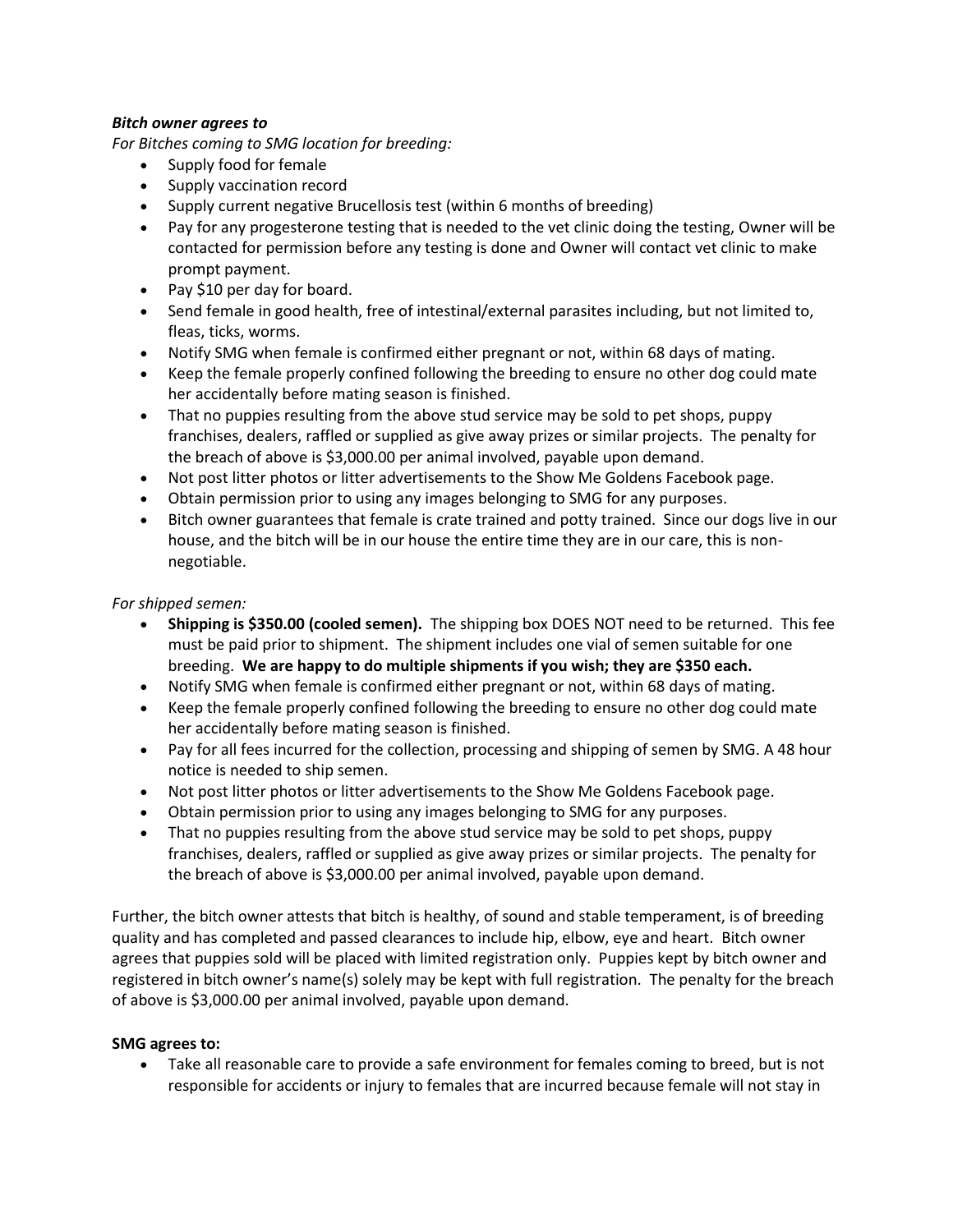***Bitch owner agrees to***

*For Bitches coming to SMG location for breeding:*

- Supply food for female
- Supply vaccination record
- Supply current negative Brucellosis test (within 6 months of breeding)
- Pay for any progesterone testing that is needed to the vet clinic doing the testing, Owner will be contacted for permission before any testing is done and Owner will contact vet clinic to make prompt payment.
- Pay $10 per day for board.
- Send female in good health, free of intestinal/external parasites including, but not limited to, fleas, ticks, worms.
- Notify SMG when female is confirmed either pregnant or not, within 68 days of mating.
- Keep the female properly confined following the breeding to ensure no other dog could mate her accidentally before mating season is finished.
- That no puppies resulting from the above stud service may be sold to pet shops, puppy franchises, dealers, raffled or supplied as give away prizes or similar projects. The penalty for the breach of above is $3,000.00 per animal involved, payable upon demand.
- Not post litter photos or litter advertisements to the Show Me Goldens Facebook page.
- Obtain permission prior to using any images belonging to SMG for any purposes.
- Bitch owner guarantees that female is crate trained and potty trained. Since our dogs live in our house, and the bitch will be in our house the entire time they are in our care, this is non-negotiable.

*For shipped semen:*

- **Shipping is $350.00 (cooled semen).** The shipping box DOES NOT need to be returned. This fee must be paid prior to shipment. The shipment includes one vial of semen suitable for one breeding. **We are happy to do multiple shipments if you wish; they are $350 each.**
- Notify SMG when female is confirmed either pregnant or not, within 68 days of mating.
- Keep the female properly confined following the breeding to ensure no other dog could mate her accidentally before mating season is finished.
- Pay for all fees incurred for the collection, processing and shipping of semen by SMG. A 48 hour notice is needed to ship semen.
- Not post litter photos or litter advertisements to the Show Me Goldens Facebook page.
- Obtain permission prior to using any images belonging to SMG for any purposes.
- That no puppies resulting from the above stud service may be sold to pet shops, puppy franchises, dealers, raffled or supplied as give away prizes or similar projects. The penalty for the breach of above is $3,000.00 per animal involved, payable upon demand.

Further, the bitch owner attests that bitch is healthy, of sound and stable temperament, is of breeding quality and has completed and passed clearances to include hip, elbow, eye and heart. Bitch owner agrees that puppies sold will be placed with limited registration only. Puppies kept by bitch owner and registered in bitch owner's name(s) solely may be kept with full registration. The penalty for the breach of above is $3,000.00 per animal involved, payable upon demand.

**SMG agrees to:**

- Take all reasonable care to provide a safe environment for females coming to breed, but is not responsible for accidents or injury to females that are incurred because female will not stay in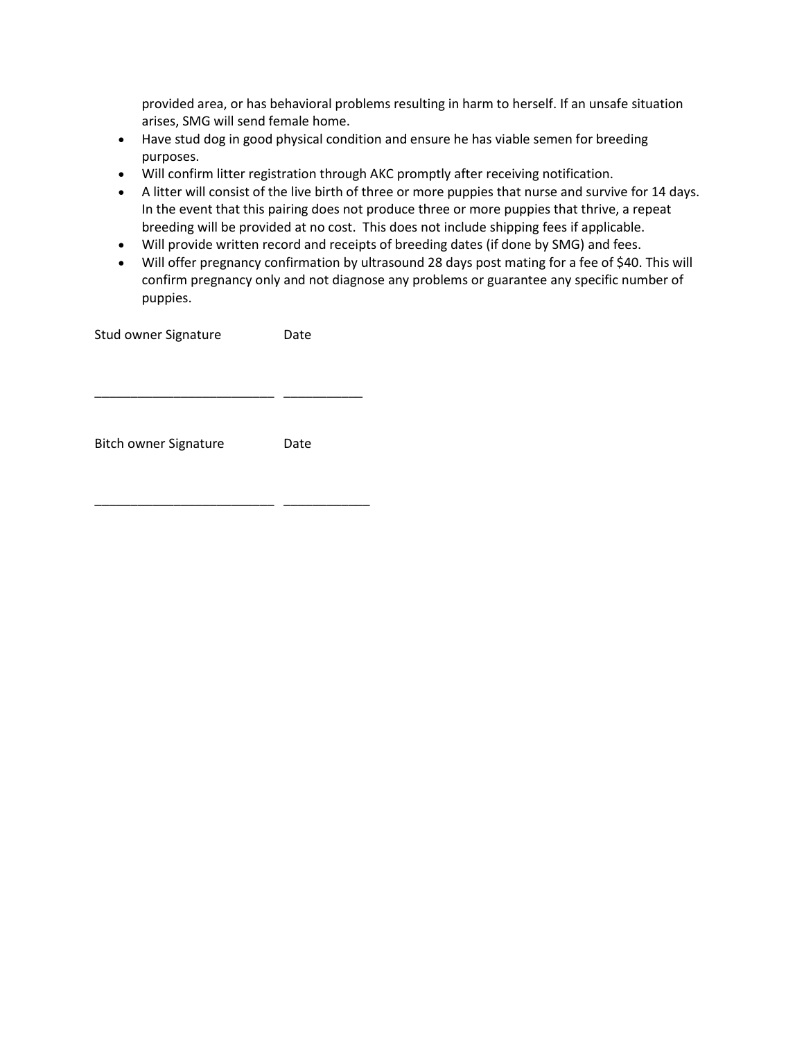provided area, or has behavioral problems resulting in harm to herself. If an unsafe situation arises, SMG will send female home.

- Have stud dog in good physical condition and ensure he has viable semen for breeding purposes.
- Will confirm litter registration through AKC promptly after receiving notification.
- A litter will consist of the live birth of three or more puppies that nurse and survive for 14 days. In the event that this pairing does not produce three or more puppies that thrive, a repeat breeding will be provided at no cost. This does not include shipping fees if applicable.
- Will provide written record and receipts of breeding dates (if done by SMG) and fees.
- Will offer pregnancy confirmation by ultrasound 28 days post mating for a fee of $40. This will confirm pregnancy only and not diagnose any problems or guarantee any specific number of puppies.

Stud owner Signature Date

_________________________ ___________

Bitch owner Signature Date

_________________________ ____________